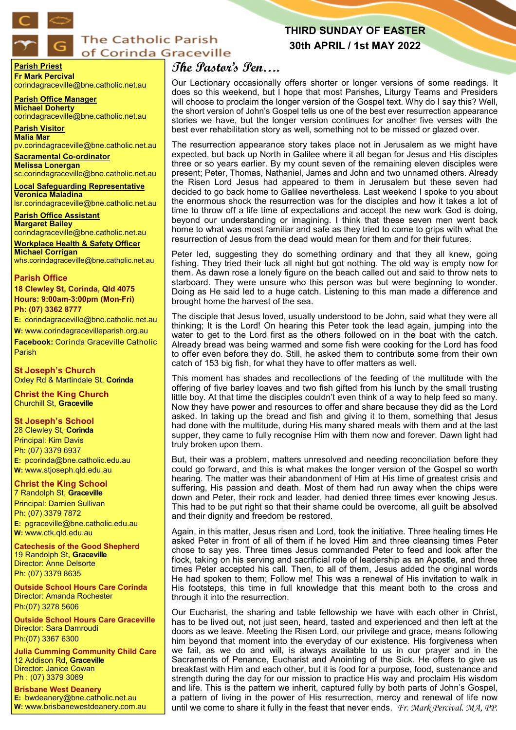# The Catholic Parish of Corinda Graceville

**THIRD SUNDAY OF EASTER**
**30th APRIL / 1st MAY 2022**

**Parish Priest**
**Fr Mark Percival**
corindagraceville@bne.catholic.net.au

**Parish Office Manager**
**Michael Doherty**
corindagraceville@bne.catholic.net.au

**Parish Visitor**
**Malia Mar**
pv.corindagraceville@bne.catholic.net.au

**Sacramental Co-ordinator**
**Melissa Lonergan**
sc.corindagraceville@bne.catholic.net.au

**Local Safeguarding Representative**
**Veronica Maladina**
lsr.corindagraceville@bne.catholic.net.au

**Parish Office Assistant**
**Margaret Bailey**
corindagraceville@bne.catholic.net.au

**Workplace Health & Safety Officer**
**Michael Corrigan**
whs.corindagraceville@bne.catholic.net.au

**Parish Office**
**18 Clewley St, Corinda, Qld 4075**
**Hours: 9:00am-3:00pm (Mon-Fri)**
**Ph: (07) 3362 8777**
**E:** corindagraceville@bne.catholic.net.au
**W:** www.corindagracevilleparish.org.au
**Facebook:** Corinda Graceville Catholic Parish

**St Joseph's Church**
Oxley Rd & Martindale St, **Corinda**

**Christ the King Church**
Churchill St, **Graceville**

**St Joseph's School**
28 Clewley St, **Corinda**
Principal: Kim Davis
Ph: (07) 3379 6937
**E:** pcorinda@bne.catholic.edu.au
**W:** www.stjoseph.qld.edu.au

**Christ the King School**
7 Randolph St, **Graceville**
Principal: Damien Sullivan
Ph: (07) 3379 7872
**E:** pgraceville@bne.catholic.edu.au
**W:** www.ctk.qld.edu.au

**Catechesis of the Good Shepherd**
19 Randolph St, **Graceville**
Director: Anne Delsorte
Ph: (07) 3379 8635

**Outside School Hours Care Corinda**
Director: Amanda Rochester
Ph:(07) 3278 5606

**Outside School Hours Care Graceville**
Director: Sara Damroudi
Ph:(07) 3367 6300

**Julia Cumming Community Child Care**
12 Addison Rd, **Graceville**
Director: Janice Cowan
Ph : (07) 3379 3069

**Brisbane West Deanery**
**E:** bwdeanery@bne.catholic.net.au
**W:** www.brisbanewestdeanery.com.au

## *The Pastor's Pen….*

Our Lectionary occasionally offers shorter or longer versions of some readings. It does so this weekend, but I hope that most Parishes, Liturgy Teams and Presiders will choose to proclaim the longer version of the Gospel text. Why do I say this? Well, the short version of John's Gospel tells us one of the best ever resurrection appearance stories we have, but the longer version continues for another five verses with the best ever rehabilitation story as well, something not to be missed or glazed over.

The resurrection appearance story takes place not in Jerusalem as we might have expected, but back up North in Galilee where it all began for Jesus and His disciples three or so years earlier. By my count seven of the remaining eleven disciples were present; Peter, Thomas, Nathaniel, James and John and two unnamed others. Already the Risen Lord Jesus had appeared to them in Jerusalem but these seven had decided to go back home to Galilee nevertheless. Last weekend I spoke to you about the enormous shock the resurrection was for the disciples and how it takes a lot of time to throw off a life time of expectations and accept the new work God is doing, beyond our understanding or imagining. I think that these seven men went back home to what was most familiar and safe as they tried to come to grips with what the resurrection of Jesus from the dead would mean for them and for their futures.

Peter led, suggesting they do something ordinary and that they all knew, going fishing. They tried their luck all night but got nothing. The old way is empty now for them. As dawn rose a lonely figure on the beach called out and said to throw nets to starboard. They were unsure who this person was but were beginning to wonder. Doing as He said led to a huge catch. Listening to this man made a difference and brought home the harvest of the sea.

The disciple that Jesus loved, usually understood to be John, said what they were all thinking; It is the Lord! On hearing this Peter took the lead again, jumping into the water to get to the Lord first as the others followed on in the boat with the catch. Already bread was being warmed and some fish were cooking for the Lord has food to offer even before they do. Still, he asked them to contribute some from their own catch of 153 big fish, for what they have to offer matters as well.

This moment has shades and recollections of the feeding of the multitude with the offering of five barley loaves and two fish gifted from his lunch by the small trusting little boy. At that time the disciples couldn't even think of a way to help feed so many. Now they have power and resources to offer and share because they did as the Lord asked. In taking up the bread and fish and giving it to them, something that Jesus had done with the multitude, during His many shared meals with them and at the last supper, they came to fully recognise Him with them now and forever. Dawn light had truly broken upon them.

But, their was a problem, matters unresolved and needing reconciliation before they could go forward, and this is what makes the longer version of the Gospel so worth hearing. The matter was their abandonment of Him at His time of greatest crisis and suffering, His passion and death. Most of them had run away when the chips were down and Peter, their rock and leader, had denied three times ever knowing Jesus. This had to be put right so that their shame could be overcome, all guilt be absolved and their dignity and freedom be restored.

Again, in this matter, Jesus risen and Lord, took the initiative. Three healing times He asked Peter in front of all of them if he loved Him and three cleansing times Peter chose to say yes. Three times Jesus commanded Peter to feed and look after the flock, taking on his serving and sacrificial role of leadership as an Apostle, and three times Peter accepted his call. Then, to all of them, Jesus added the original words He had spoken to them; Follow me! This was a renewal of His invitation to walk in His footsteps, this time in full knowledge that this meant both to the cross and through it into the resurrection.

Our Eucharist, the sharing and table fellowship we have with each other in Christ, has to be lived out, not just seen, heard, tasted and experienced and then left at the doors as we leave. Meeting the Risen Lord, our privilege and grace, means following him beyond that moment into the everyday of our existence. His forgiveness when we fail, as we do and will, is always available to us in our prayer and in the Sacraments of Penance, Eucharist and Anointing of the Sick. He offers to give us breakfast with Him and each other, but it is food for a purpose, food, sustenance and strength during the day for our mission to practice His way and proclaim His wisdom and life. This is the pattern we inherit, captured fully by both parts of John's Gospel, a pattern of living in the power of His resurrection, mercy and renewal of life now until we come to share it fully in the feast that never ends. *Fr. Mark Percival. MA, PP.*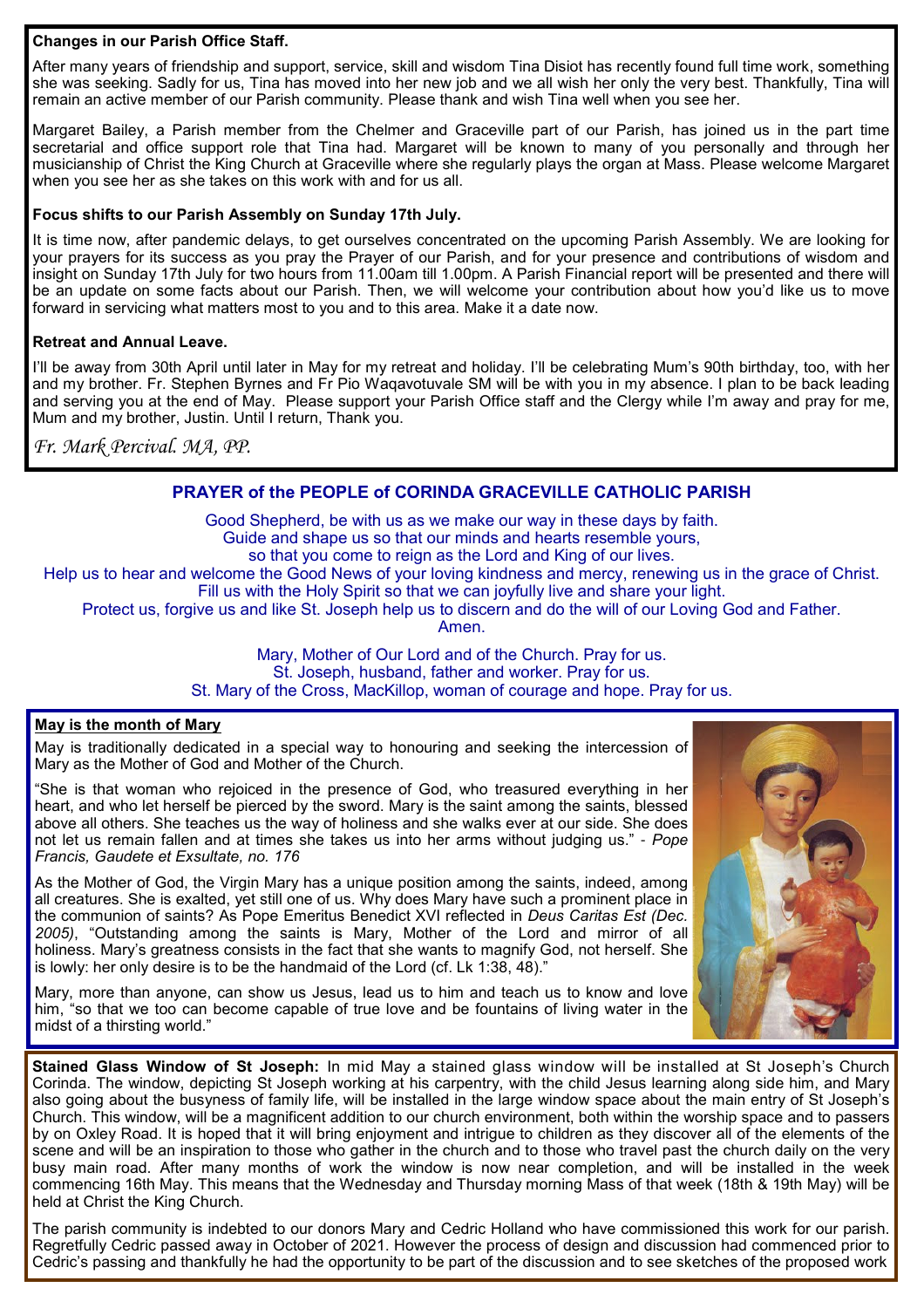**Changes in our Parish Office Staff.**

After many years of friendship and support, service, skill and wisdom Tina Disiot has recently found full time work, something she was seeking. Sadly for us, Tina has moved into her new job and we all wish her only the very best. Thankfully, Tina will remain an active member of our Parish community. Please thank and wish Tina well when you see her.

Margaret Bailey, a Parish member from the Chelmer and Graceville part of our Parish, has joined us in the part time secretarial and office support role that Tina had. Margaret will be known to many of you personally and through her musicianship of Christ the King Church at Graceville where she regularly plays the organ at Mass. Please welcome Margaret when you see her as she takes on this work with and for us all.

**Focus shifts to our Parish Assembly on Sunday 17th July.**

It is time now, after pandemic delays, to get ourselves concentrated on the upcoming Parish Assembly. We are looking for your prayers for its success as you pray the Prayer of our Parish, and for your presence and contributions of wisdom and insight on Sunday 17th July for two hours from 11.00am till 1.00pm. A Parish Financial report will be presented and there will be an update on some facts about our Parish. Then, we will welcome your contribution about how you'd like us to move forward in servicing what matters most to you and to this area. Make it a date now.

**Retreat and Annual Leave.**

I'll be away from 30th April until later in May for my retreat and holiday. I'll be celebrating Mum's 90th birthday, too, with her and my brother. Fr. Stephen Byrnes and Fr Pio Waqavotuvale SM will be with you in my absence. I plan to be back leading and serving you at the end of May. Please support your Parish Office staff and the Clergy while I'm away and pray for me, Mum and my brother, Justin. Until I return, Thank you.

*Fr. Mark Percival. MA, PP.*

## PRAYER of the PEOPLE of CORINDA GRACEVILLE CATHOLIC PARISH

Good Shepherd, be with us as we make our way in these days by faith.
Guide and shape us so that our minds and hearts resemble yours,
so that you come to reign as the Lord and King of our lives.
Help us to hear and welcome the Good News of your loving kindness and mercy, renewing us in the grace of Christ.
Fill us with the Holy Spirit so that we can joyfully live and share your light.
Protect us, forgive us and like St. Joseph help us to discern and do the will of our Loving God and Father.
Amen.

Mary, Mother of Our Lord and of the Church. Pray for us.
St. Joseph, husband, father and worker. Pray for us.
St. Mary of the Cross, MacKillop, woman of courage and hope. Pray for us.

**May is the month of Mary**

May is traditionally dedicated in a special way to honouring and seeking the intercession of Mary as the Mother of God and Mother of the Church.

"She is that woman who rejoiced in the presence of God, who treasured everything in her heart, and who let herself be pierced by the sword. Mary is the saint among the saints, blessed above all others. She teaches us the way of holiness and she walks ever at our side. She does not let us remain fallen and at times she takes us into her arms without judging us." - *Pope Francis, Gaudete et Exsultate, no. 176*

As the Mother of God, the Virgin Mary has a unique position among the saints, indeed, among all creatures. She is exalted, yet still one of us. Why does Mary have such a prominent place in the communion of saints? As Pope Emeritus Benedict XVI reflected in *Deus Caritas Est (Dec. 2005)*, "Outstanding among the saints is Mary, Mother of the Lord and mirror of all holiness. Mary's greatness consists in the fact that she wants to magnify God, not herself. She is lowly: her only desire is to be the handmaid of the Lord (cf. Lk 1:38, 48)."

Mary, more than anyone, can show us Jesus, lead us to him and teach us to know and love him, "so that we too can become capable of true love and be fountains of living water in the midst of a thirsting world."

**Stained Glass Window of St Joseph:** In mid May a stained glass window will be installed at St Joseph's Church Corinda. The window, depicting St Joseph working at his carpentry, with the child Jesus learning along side him, and Mary also going about the busyness of family life, will be installed in the large window space about the main entry of St Joseph's Church. This window, will be a magnificent addition to our church environment, both within the worship space and to passers by on Oxley Road. It is hoped that it will bring enjoyment and intrigue to children as they discover all of the elements of the scene and will be an inspiration to those who gather in the church and to those who travel past the church daily on the very busy main road. After many months of work the window is now near completion, and will be installed in the week commencing 16th May. This means that the Wednesday and Thursday morning Mass of that week (18th & 19th May) will be held at Christ the King Church.

The parish community is indebted to our donors Mary and Cedric Holland who have commissioned this work for our parish. Regretfully Cedric passed away in October of 2021. However the process of design and discussion had commenced prior to Cedric's passing and thankfully he had the opportunity to be part of the discussion and to see sketches of the proposed work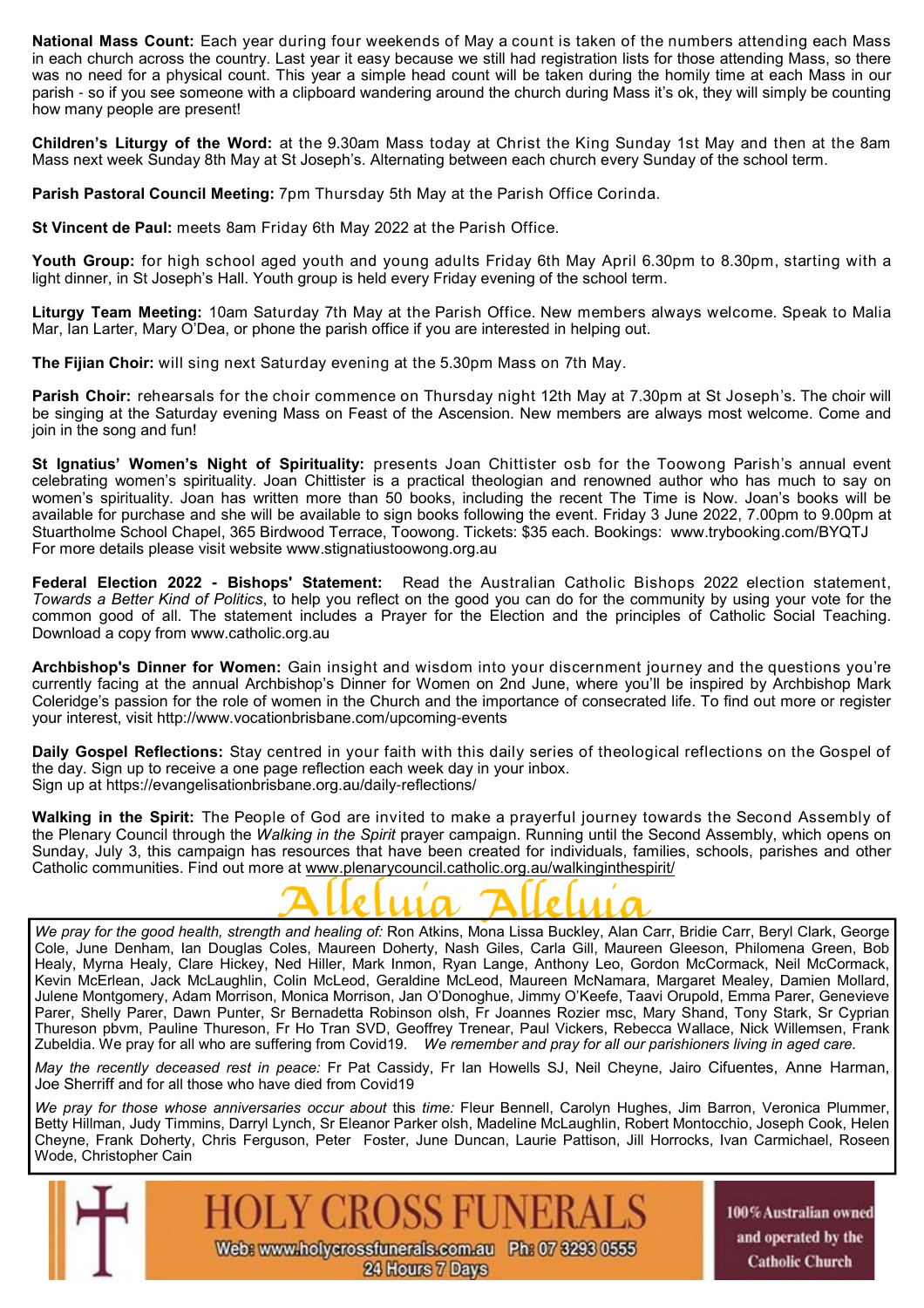**National Mass Count:** Each year during four weekends of May a count is taken of the numbers attending each Mass in each church across the country. Last year it easy because we still had registration lists for those attending Mass, so there was no need for a physical count. This year a simple head count will be taken during the homily time at each Mass in our parish - so if you see someone with a clipboard wandering around the church during Mass it's ok, they will simply be counting how many people are present!

**Children's Liturgy of the Word:** at the 9.30am Mass today at Christ the King Sunday 1st May and then at the 8am Mass next week Sunday 8th May at St Joseph's. Alternating between each church every Sunday of the school term.

**Parish Pastoral Council Meeting:** 7pm Thursday 5th May at the Parish Office Corinda.

**St Vincent de Paul:** meets 8am Friday 6th May 2022 at the Parish Office.

**Youth Group:** for high school aged youth and young adults Friday 6th May April 6.30pm to 8.30pm, starting with a light dinner, in St Joseph's Hall. Youth group is held every Friday evening of the school term.

**Liturgy Team Meeting:** 10am Saturday 7th May at the Parish Office. New members always welcome. Speak to Malia Mar, Ian Larter, Mary O'Dea, or phone the parish office if you are interested in helping out.

**The Fijian Choir:** will sing next Saturday evening at the 5.30pm Mass on 7th May.

**Parish Choir:** rehearsals for the choir commence on Thursday night 12th May at 7.30pm at St Joseph's. The choir will be singing at the Saturday evening Mass on Feast of the Ascension. New members are always most welcome. Come and join in the song and fun!

**St Ignatius' Women's Night of Spirituality:** presents Joan Chittister osb for the Toowong Parish's annual event celebrating women's spirituality. Joan Chittister is a practical theologian and renowned author who has much to say on women's spirituality. Joan has written more than 50 books, including the recent The Time is Now. Joan's books will be available for purchase and she will be available to sign books following the event. Friday 3 June 2022, 7.00pm to 9.00pm at Stuartholme School Chapel, 365 Birdwood Terrace, Toowong. Tickets: $35 each. Bookings: www.trybooking.com/BYQTJ
For more details please visit website www.stignatiustoowong.org.au

**Federal Election 2022 - Bishops' Statement:** Read the Australian Catholic Bishops 2022 election statement, *Towards a Better Kind of Politics*, to help you reflect on the good you can do for the community by using your vote for the common good of all. The statement includes a Prayer for the Election and the principles of Catholic Social Teaching. Download a copy from www.catholic.org.au

**Archbishop's Dinner for Women:** Gain insight and wisdom into your discernment journey and the questions you're currently facing at the annual Archbishop's Dinner for Women on 2nd June, where you'll be inspired by Archbishop Mark Coleridge's passion for the role of women in the Church and the importance of consecrated life. To find out more or register your interest, visit http://www.vocationbrisbane.com/upcoming-events

**Daily Gospel Reflections:** Stay centred in your faith with this daily series of theological reflections on the Gospel of the day. Sign up to receive a one page reflection each week day in your inbox.
Sign up at https://evangelisationbrisbane.org.au/daily-reflections/

**Walking in the Spirit:** The People of God are invited to make a prayerful journey towards the Second Assembly of the Plenary Council through the *Walking in the Spirit* prayer campaign. Running until the Second Assembly, which opens on Sunday, July 3, this campaign has resources that have been created for individuals, families, schools, parishes and other Catholic communities. Find out more at www.plenarycouncil.catholic.org.au/walkinginthespirit/

## Alleluia Alleluia

*We pray for the good health, strength and healing of:* Ron Atkins, Mona Lissa Buckley, Alan Carr, Bridie Carr, Beryl Clark, George Cole, June Denham, Ian Douglas Coles, Maureen Doherty, Nash Giles, Carla Gill, Maureen Gleeson, Philomena Green, Bob Healy, Myrna Healy, Clare Hickey, Ned Hiller, Mark Inmon, Ryan Lange, Anthony Leo, Gordon McCormack, Neil McCormack, Kevin McErlean, Jack McLaughlin, Colin McLeod, Geraldine McLeod, Maureen McNamara, Margaret Mealey, Damien Mollard, Julene Montgomery, Adam Morrison, Monica Morrison, Jan O'Donoghue, Jimmy O'Keefe, Taavi Orupold, Emma Parer, Genevieve Parer, Shelly Parer, Dawn Punter, Sr Bernadetta Robinson olsh, Fr Joannes Rozier msc, Mary Shand, Tony Stark, Sr Cyprian Thureson pbvm, Pauline Thureson, Fr Ho Tran SVD, Geoffrey Trenear, Paul Vickers, Rebecca Wallace, Nick Willemsen, Frank Zubeldia. We pray for all who are suffering from Covid19. *We remember and pray for all our parishioners living in aged care.*

*May the recently deceased rest in peace:* Fr Pat Cassidy, Fr Ian Howells SJ, Neil Cheyne, Jairo Cifuentes, Anne Harman, Joe Sherriff and for all those who have died from Covid19

*We pray for those whose anniversaries occur about* this *time:* Fleur Bennell, Carolyn Hughes, Jim Barron, Veronica Plummer, Betty Hillman, Judy Timmins, Darryl Lynch, Sr Eleanor Parker olsh, Madeline McLaughlin, Robert Montocchio, Joseph Cook, Helen Cheyne, Frank Doherty, Chris Ferguson, Peter Foster, June Duncan, Laurie Pattison, Jill Horrocks, Ivan Carmichael, Roseen Wode, Christopher Cain

**HOLY CROSS FUNERALS**
Web: www.holycrossfunerals.com.au Ph: 07 3293 0555
24 Hours 7 Days
100% Australian owned and operated by the Catholic Church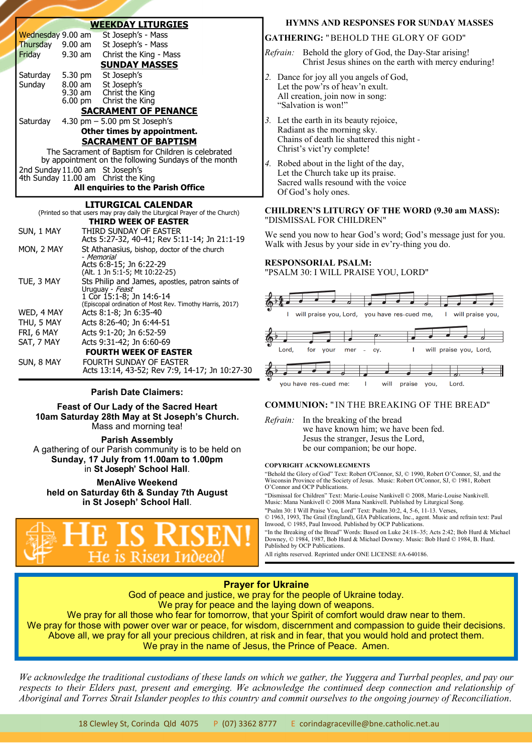## WEEKDAY LITURGIES

| | | |
|---|---|---|
| Wednesday | 9.00 am | St Joseph's - Mass |
| Thursday | 9.00 am | St Joseph's - Mass |
| Friday | 9.30 am | Christ the King - Mass |

## SUNDAY MASSES

| | | |
|---|---|---|
| Saturday | 5.30 pm | St Joseph's |
| Sunday | 8.00 am | St Joseph's |
| | 9.30 am | Christ the King |
| | 6.00 pm | Christ the King |

## SACRAMENT OF PENANCE

Saturday 4.30 pm – 5.00 pm St Joseph's

**Other times by appointment.**

## SACRAMENT OF BAPTISM

The Sacrament of Baptism for Children is celebrated by appointment on the following Sundays of the month

2nd Sunday 11.00 am St Joseph's
4th Sunday 11.00 am Christ the King

**All enquiries to the Parish Office**

## LITURGICAL CALENDAR

(Printed so that users may pray daily the Liturgical Prayer of the Church)

**THIRD WEEK OF EASTER**

| | |
|---|---|
| SUN, 1 MAY | THIRD SUNDAY OF EASTER<br>Acts 5:27-32, 40-41; Rev 5:11-14; Jn 21:1-19 |
| MON, 2 MAY | St Athanasius, bishop, doctor of the church - *Memorial*<br>Acts 6:8-15; Jn 6:22-29<br>(Alt. 1 Jn 5:1-5; Mt 10:22-25) |
| TUE, 3 MAY | Sts Philip and James, apostles, patron saints of Uruguay - *Feast*<br>1 Cor 15:1-8; Jn 14:6-14<br>(Episcopal ordination of Most Rev. Timothy Harris, 2017) |
| WED, 4 MAY | Acts 8:1-8; Jn 6:35-40 |
| THU, 5 MAY | Acts 8:26-40; Jn 6:44-51 |
| FRI, 6 MAY | Acts 9:1-20; Jn 6:52-59 |
| SAT, 7 MAY | Acts 9:31-42; Jn 6:60-69 |

**FOURTH WEEK OF EASTER**

| | |
|---|---|
| SUN, 8 MAY | FOURTH SUNDAY OF EASTER<br>Acts 13:14, 43-52; Rev 7:9, 14-17; Jn 10:27-30 |

### Parish Date Claimers:

**Feast of Our Lady of the Sacred Heart**
**10am Saturday 28th May at St Joseph's Church.**
Mass and morning tea!

**Parish Assembly**
A gathering of our Parish community is to be held on
**Sunday, 17 July from 11.00am to 1.00pm**
in **St Joseph' School Hall**.

**MenAlive Weekend**
**held on Saturday 6th & Sunday 7th August**
**in St Joseph' School Hall**.

**HE IS RISEN!**
He is Risen Indeed!

## HYMNS AND RESPONSES FOR SUNDAY MASSES

**GATHERING:** "BEHOLD THE GLORY OF GOD"

*Refrain:* Behold the glory of God, the Day-Star arising!
Christ Jesus shines on the earth with mercy enduring!

2. Dance for joy all you angels of God,
Let the pow'rs of heav'n exult.
All creation, join now in song:
"Salvation is won!"

3. Let the earth in its beauty rejoice,
Radiant as the morning sky.
Chains of death lie shattered this night -
Christ's vict'ry complete!

4. Robed about in the light of the day,
Let the Church take up its praise.
Sacred walls resound with the voice
Of God's holy ones.

**CHILDREN'S LITURGY OF THE WORD (9.30 am MASS):**
"DISMISSAL FOR CHILDREN"

We send you now to hear God's word; God's message just for you.
Walk with Jesus by your side in ev'ry-thing you do.

**RESPONSORIAL PSALM:**
"PSALM 30: I WILL PRAISE YOU, LORD"

I will praise you, Lord, you have res-cued me, I will praise you, Lord, for your mer - cy. I will praise you, Lord, you have res-cued me: I will praise you, Lord.

**COMMUNION:** "IN THE BREAKING OF THE BREAD"

*Refrain:* In the breaking of the bread
we have known him; we have been fed.
Jesus the stranger, Jesus the Lord,
be our companion; be our hope.

**COPYRIGHT ACKNOWLEGMENTS**

"Behold the Glory of God" Text: Robert O'Connor, SJ, © 1990, Robert O'Connor, SJ, and the Wisconsin Province of the Society of Jesus. Music: Robert O'Connor, SJ, © 1981, Robert O'Connor and OCP Publications.

"Dismissal for Children" Text: Marie-Louise Nankivell © 2008, Marie-Louise Nankivell. Music: Mana Nankivell © 2008 Mana Nankivell. Published by Liturgical Song.

"Psalm 30: I Will Praise You, Lord" Text: Psalm 30:2, 4, 5-6, 11-13. Verses, © 1963, 1993, The Grail (England), GIA Publications, Inc., agent. Music and refrain text: Paul Inwood, © 1985, Paul Inwood. Published by OCP Publications.

"In the Breaking of the Bread" Words: Based on Luke 24:18–35; Acts 2:42; Bob Hurd & Michael Downey, © 1984, 1987, Bob Hurd & Michael Downey. Music: Bob Hurd © 1984, B. Hurd. Published by OCP Publications.

All rights reserved. Reprinted under ONE LICENSE #A-640186.

### Prayer for Ukraine

God of peace and justice, we pray for the people of Ukraine today.
We pray for peace and the laying down of weapons.
We pray for all those who fear for tomorrow, that your Spirit of comfort would draw near to them.
We pray for those with power over war or peace, for wisdom, discernment and compassion to guide their decisions.
Above all, we pray for all your precious children, at risk and in fear, that you would hold and protect them.
We pray in the name of Jesus, the Prince of Peace. Amen.

*We acknowledge the traditional custodians of these lands on which we gather, the Yuggera and Turrbal peoples, and pay our respects to their Elders past, present and emerging. We acknowledge the continued deep connection and relationship of Aboriginal and Torres Strait Islander peoples to this country and commit ourselves to the ongoing journey of Reconciliation.*

18 Clewley St, Corinda Qld 4075 P (07) 3362 8777 E corindagraceville@bne.catholic.net.au